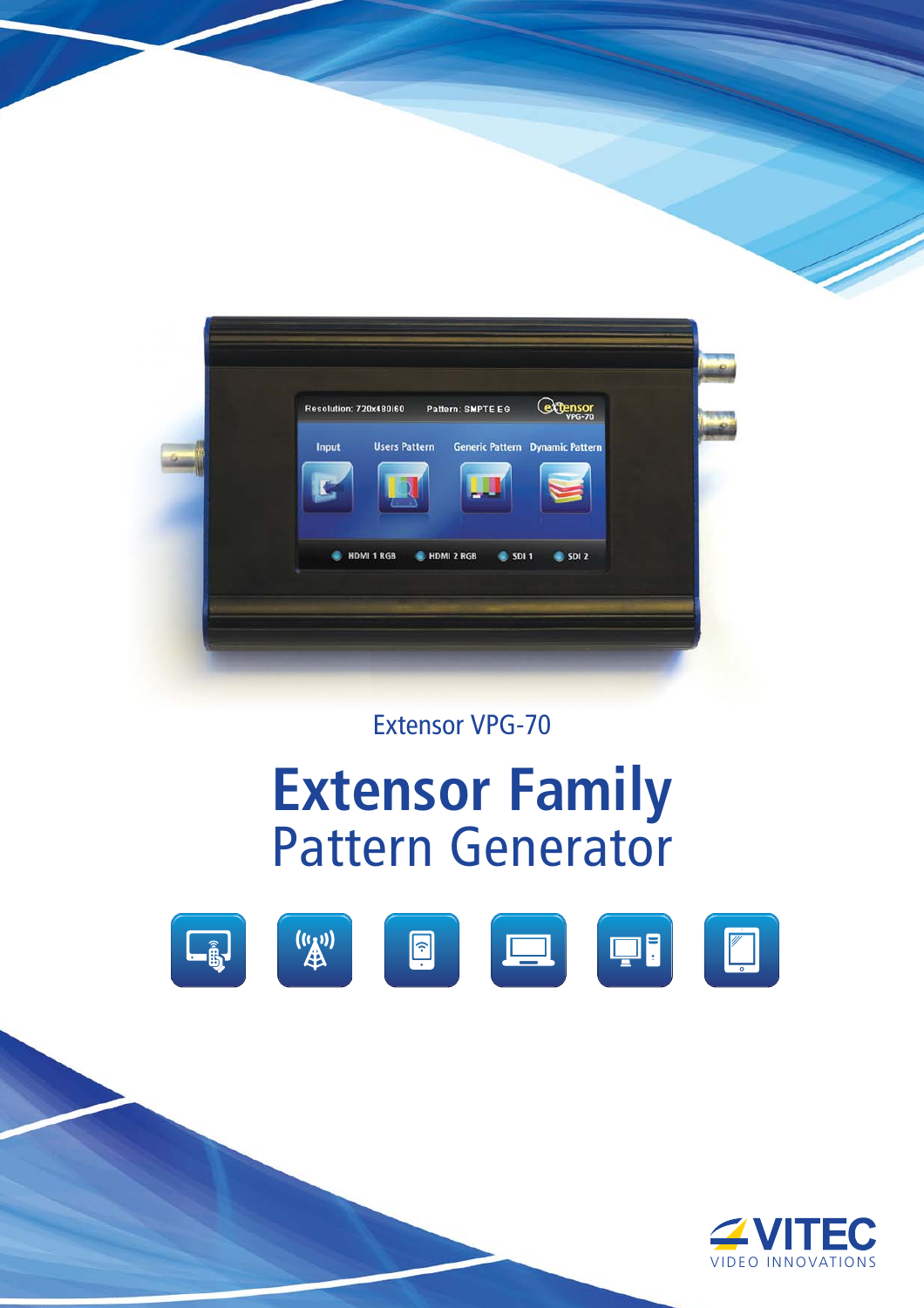Extensor VPG-70

# Extensor Family
## Pattern Generator

VITEC
VIDEO INNOVATIONS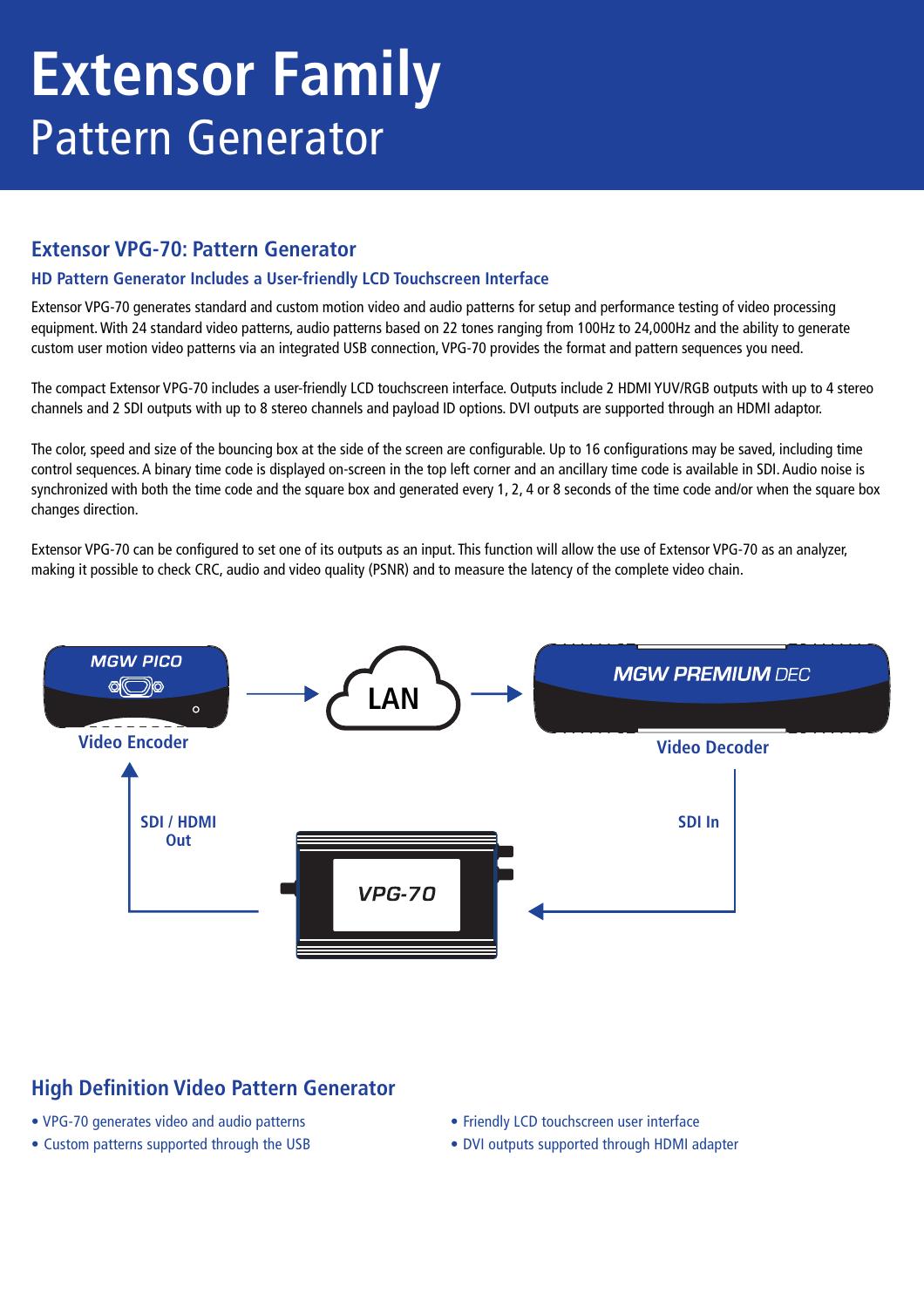# Extensor Family
Pattern Generator

## Extensor VPG-70: Pattern Generator

### HD Pattern Generator Includes a User-friendly LCD Touchscreen Interface

Extensor VPG-70 generates standard and custom motion video and audio patterns for setup and performance testing of video processing equipment. With 24 standard video patterns, audio patterns based on 22 tones ranging from 100Hz to 24,000Hz and the ability to generate custom user motion video patterns via an integrated USB connection, VPG-70 provides the format and pattern sequences you need.

The compact Extensor VPG-70 includes a user-friendly LCD touchscreen interface. Outputs include 2 HDMI YUV/RGB outputs with up to 4 stereo channels and 2 SDI outputs with up to 8 stereo channels and payload ID options. DVI outputs are supported through an HDMI adaptor.

The color, speed and size of the bouncing box at the side of the screen are configurable. Up to 16 configurations may be saved, including time control sequences. A binary time code is displayed on-screen in the top left corner and an ancillary time code is available in SDI. Audio noise is synchronized with both the time code and the square box and generated every 1, 2, 4 or 8 seconds of the time code and/or when the square box changes direction.

Extensor VPG-70 can be configured to set one of its outputs as an input. This function will allow the use of Extensor VPG-70 as an analyzer, making it possible to check CRC, audio and video quality (PSNR) and to measure the latency of the complete video chain.

MGW PICO — Video Encoder → LAN → MGW PREMIUM DEC — Video Decoder

VPG-70 — SDI / HDMI Out → Video Encoder; Video Decoder → SDI In → VPG-70

## High Definition Video Pattern Generator

- VPG-70 generates video and audio patterns
- Custom patterns supported through the USB
- Friendly LCD touchscreen user interface
- DVI outputs supported through HDMI adapter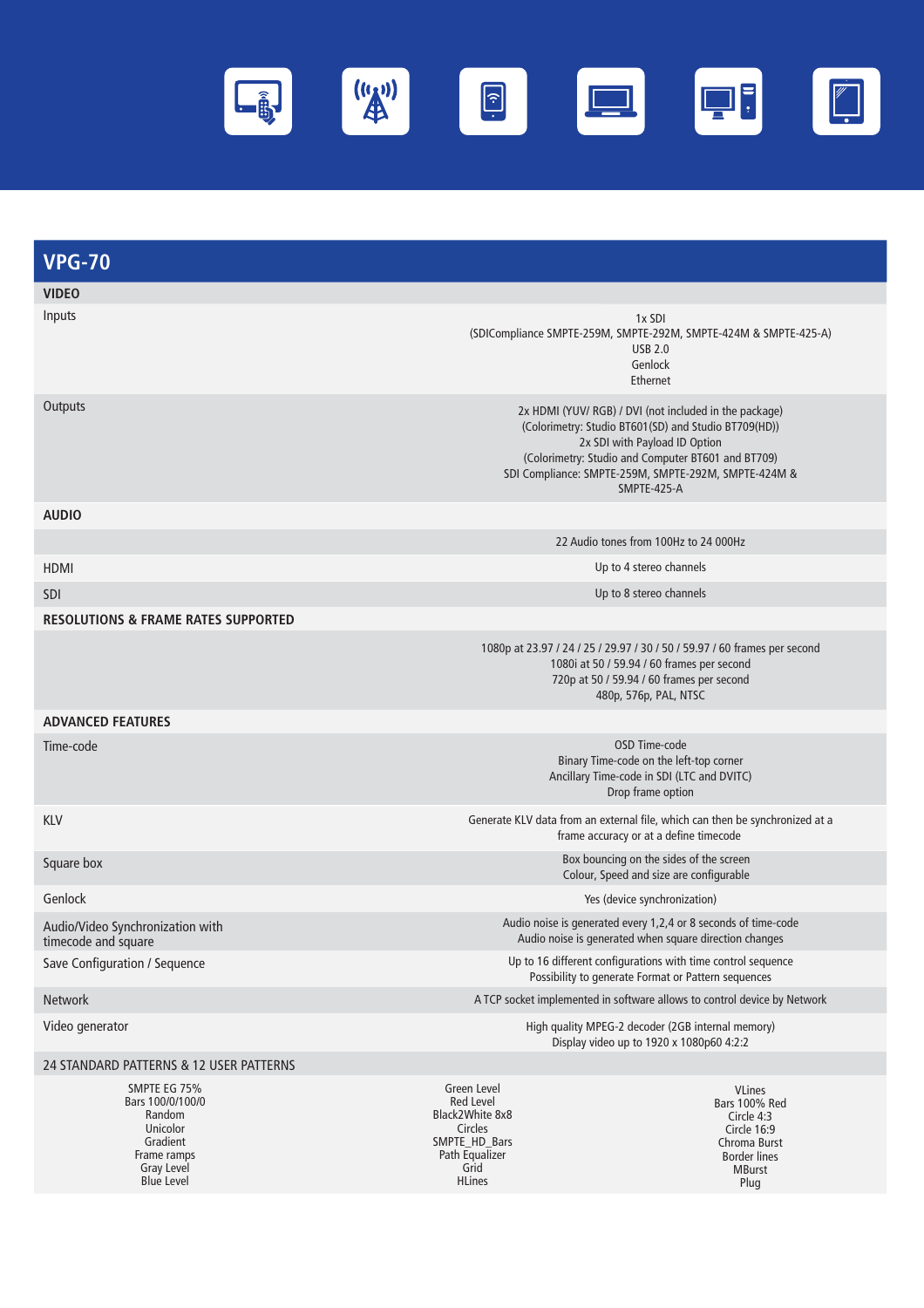## VPG-70

| VIDEO | |
|---|---|
| Inputs | 1x SDI<br>(SDICompliance SMPTE-259M, SMPTE-292M, SMPTE-424M & SMPTE-425-A)<br>USB 2.0<br>Genlock<br>Ethernet |
| Outputs | 2x HDMI (YUV/ RGB) / DVI (not included in the package)<br>(Colorimetry: Studio BT601(SD) and Studio BT709(HD))<br>2x SDI with Payload ID Option<br>(Colorimetry: Studio and Computer BT601 and BT709)<br>SDI Compliance: SMPTE-259M, SMPTE-292M, SMPTE-424M & SMPTE-425-A |
| **AUDIO** | |
| | 22 Audio tones from 100Hz to 24 000Hz |
| HDMI | Up to 4 stereo channels |
| SDI | Up to 8 stereo channels |
| **RESOLUTIONS & FRAME RATES SUPPORTED** | |
| | 1080p at 23.97 / 24 / 25 / 29.97 / 30 / 50 / 59.97 / 60 frames per second<br>1080i at 50 / 59.94 / 60 frames per second<br>720p at 50 / 59.94 / 60 frames per second<br>480p, 576p, PAL, NTSC |
| **ADVANCED FEATURES** | |
| Time-code | OSD Time-code<br>Binary Time-code on the left-top corner<br>Ancillary Time-code in SDI (LTC and DVITC)<br>Drop frame option |
| KLV | Generate KLV data from an external file, which can then be synchronized at a frame accuracy or at a define timecode |
| Square box | Box bouncing on the sides of the screen<br>Colour, Speed and size are configurable |
| Genlock | Yes (device synchronization) |
| Audio/Video Synchronization with timecode and square | Audio noise is generated every 1,2,4 or 8 seconds of time-code<br>Audio noise is generated when square direction changes |
| Save Configuration / Sequence | Up to 16 different configurations with time control sequence<br>Possibility to generate Format or Pattern sequences |
| Network | A TCP socket implemented in software allows to control device by Network |
| Video generator | High quality MPEG-2 decoder (2GB internal memory)<br>Display video up to 1920 x 1080p60 4:2:2 |

| 24 STANDARD PATTERNS & 12 USER PATTERNS | | |
|---|---|---|
| SMPTE EG 75%<br>Bars 100/0/100/0<br>Random<br>Unicolor<br>Gradient<br>Frame ramps<br>Gray Level<br>Blue Level | Green Level<br>Red Level<br>Black2White 8x8<br>Circles<br>SMPTE_HD_Bars<br>Path Equalizer<br>Grid<br>HLines | VLines<br>Bars 100% Red<br>Circle 4:3<br>Circle 16:9<br>Chroma Burst<br>Border lines<br>MBurst<br>Plug |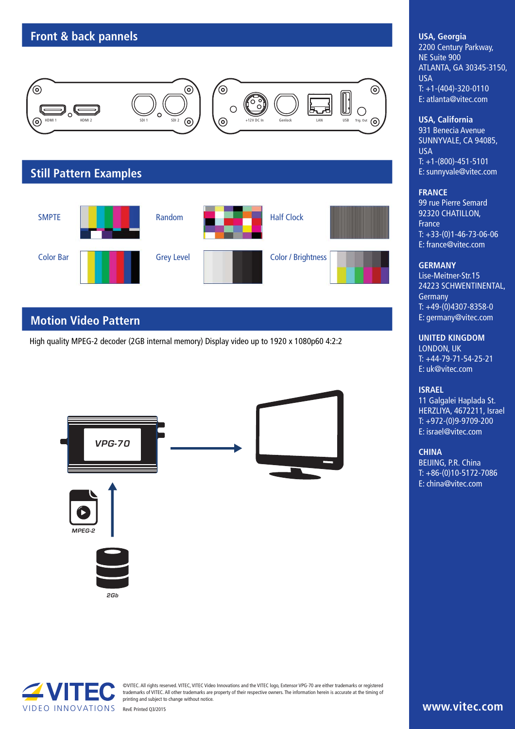## Front & back pannels

HDMI 1 HDMI 2 SDI 1 SDI 2

+12V DC In Genlock LAN USB Trig. Out

## Still Pattern Examples

SMPTE

Random

Half Clock

Color Bar

Grey Level

Color / Brightness

## Motion Video Pattern

High quality MPEG-2 decoder (2GB internal memory) Display video up to 1920 x 1080p60 4:2:2

VPG-70

MPEG-2

2Gb

**USA, Georgia**
2200 Century Parkway,
NE Suite 900
ATLANTA, GA 30345-3150,
USA
T: +1-(404)-320-0110
E: atlanta@vitec.com

**USA, California**
931 Benecia Avenue
SUNNYVALE, CA 94085,
USA
T: +1-(800)-451-5101
E: sunnyvale@vitec.com

**FRANCE**
99 rue Pierre Semard
92320 CHATILLON,
France
T: +33-(0)1-46-73-06-06
E: france@vitec.com

**GERMANY**
Lise-Meitner-Str.15
24223 SCHWENTINENTAL,
Germany
T: +49-(0)4307-8358-0
E: germany@vitec.com

**UNITED KINGDOM**
LONDON, UK
T: +44-79-71-54-25-21
E: uk@vitec.com

**ISRAEL**
11 Galgalei Haplada St.
HERZLIYA, 4672211, Israel
T: +972-(0)9-9709-200
E: israel@vitec.com

**CHINA**
BEIJING, P.R. China
T: +86-(0)10-5172-7086
E: china@vitec.com

VITEC VIDEO INNOVATIONS

©VITEC. All rights reserved. VITEC, VITEC Video Innovations and the VITEC logo, Extensor VPG-70 are either trademarks or registered trademarks of VITEC. All other trademarks are property of their respective owners. The information herein is accurate at the timing of printing and subject to change without notice.

RevE Printed Q3/2015

www.vitec.com